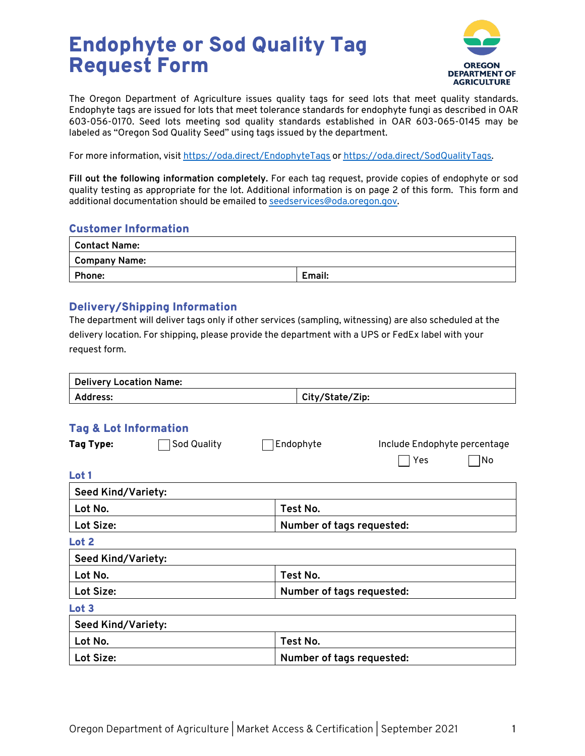# Endophyte or Sod Quality Tag Request Form

OREGON DEPARTMENT OF AGRICULTURE

The Oregon Department of Agriculture issues quality tags for seed lots that meet quality standards. Endophyte tags are issued for lots that meet tolerance standards for endophyte fungi as described in OAR 603-056-0170. Seed lots meeting sod quality standards established in OAR 603-065-0145 may be labeled as “Oregon Sod Quality Seed” using tags issued by the department.

For more information, visit https://oda.direct/EndophyteTags or https://oda.direct/SodQualityTags.

**Fill out the following information completely.** For each tag request, provide copies of endophyte or sod quality testing as appropriate for the lot. Additional information is on page 2 of this form. This form and additional documentation should be emailed to seedservices@oda.oregon.gov.

## Customer Information

| **Contact Name:** | |
|---|---|
| **Company Name:** | |
| **Phone:** | **Email:** |

## Delivery/Shipping Information

The department will deliver tags only if other services (sampling, witnessing) are also scheduled at the delivery location. For shipping, please provide the department with a UPS or FedEx label with your request form.

| **Delivery Location Name:** | |
|---|---|
| **Address:** | **City/State/Zip:** |

## Tag & Lot Information

**Tag Type:** ☐ Sod Quality ☐ Endophyte

Include Endophyte percentage ☐ Yes ☐ No

### Lot 1

| **Seed Kind/Variety:** | |
|---|---|
| **Lot No.** | **Test No.** |
| **Lot Size:** | **Number of tags requested:** |

### Lot 2

| **Seed Kind/Variety:** | |
|---|---|
| **Lot No.** | **Test No.** |
| **Lot Size:** | **Number of tags requested:** |

### Lot 3

| **Seed Kind/Variety:** | |
|---|---|
| **Lot No.** | **Test No.** |
| **Lot Size:** | **Number of tags requested:** |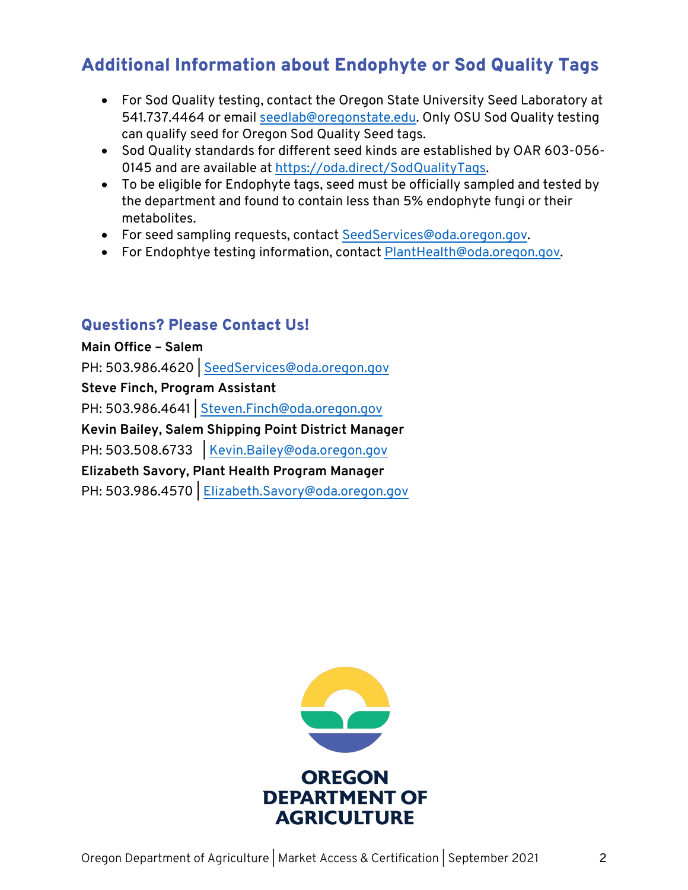## Additional Information about Endophyte or Sod Quality Tags

- For Sod Quality testing, contact the Oregon State University Seed Laboratory at 541.737.4464 or email seedlab@oregonstate.edu. Only OSU Sod Quality testing can qualify seed for Oregon Sod Quality Seed tags.
- Sod Quality standards for different seed kinds are established by OAR 603-056-0145 and are available at https://oda.direct/SodQualityTags.
- To be eligible for Endophyte tags, seed must be officially sampled and tested by the department and found to contain less than 5% endophyte fungi or their metabolites.
- For seed sampling requests, contact SeedServices@oda.oregon.gov.
- For Endophtye testing information, contact PlantHealth@oda.oregon.gov.

### Questions? Please Contact Us!

**Main Office – Salem**
PH: 503.986.4620 | SeedServices@oda.oregon.gov

**Steve Finch, Program Assistant**
PH: 503.986.4641 | Steven.Finch@oda.oregon.gov

**Kevin Bailey, Salem Shipping Point District Manager**
PH: 503.508.6733 | Kevin.Bailey@oda.oregon.gov

**Elizabeth Savory, Plant Health Program Manager**
PH: 503.986.4570 | Elizabeth.Savory@oda.oregon.gov

OREGON DEPARTMENT OF AGRICULTURE